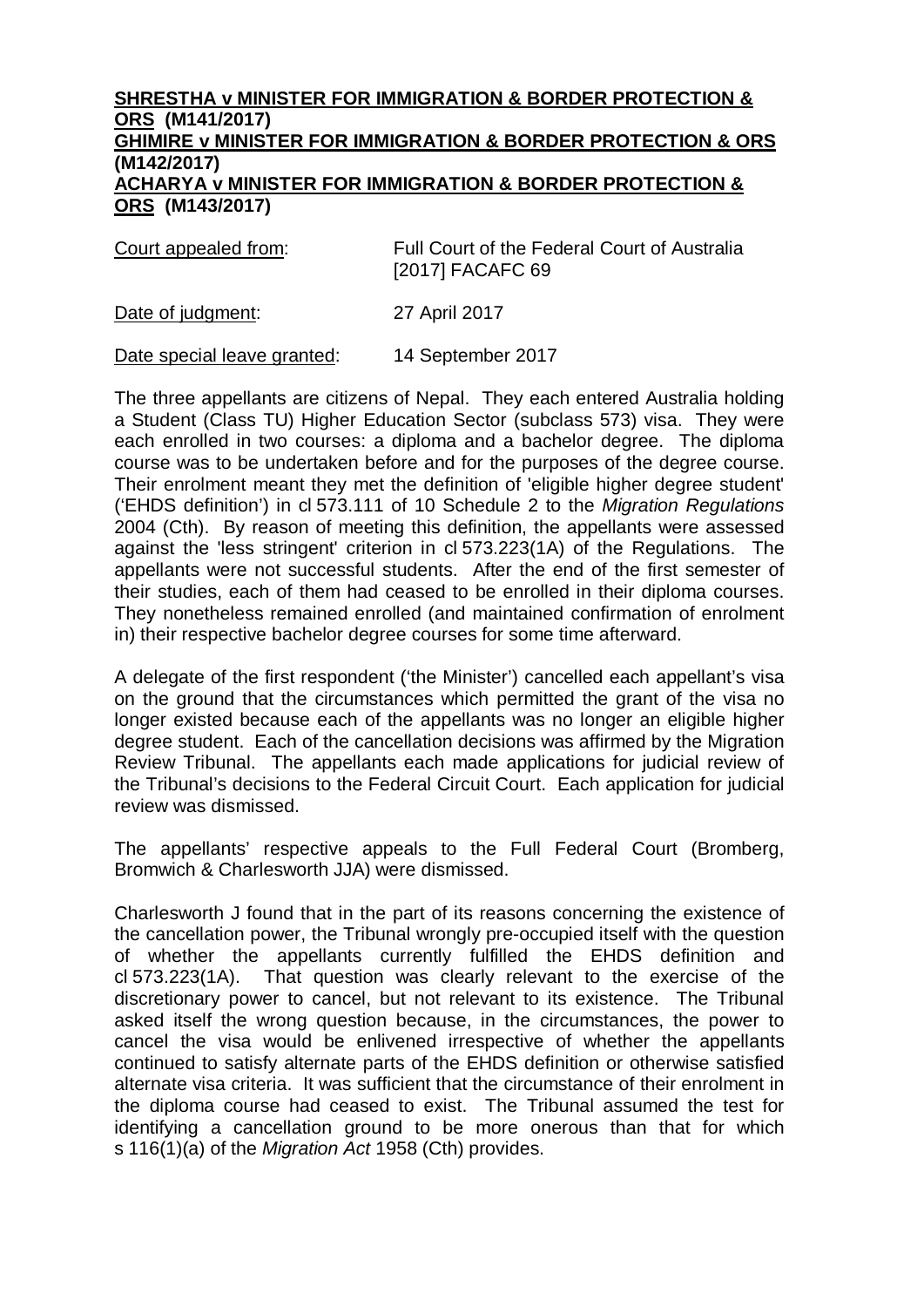**SHRESTHA v MINISTER FOR IMMIGRATION & BORDER PROTECTION & ORS (M141/2017)**
**GHIMIRE v MINISTER FOR IMMIGRATION & BORDER PROTECTION & ORS (M142/2017)**
**ACHARYA v MINISTER FOR IMMIGRATION & BORDER PROTECTION & ORS (M143/2017)**

| | |
|---|---|
| Court appealed from: | Full Court of the Federal Court of Australia [2017] FACAFC 69 |
| Date of judgment: | 27 April 2017 |
| Date special leave granted: | 14 September 2017 |

The three appellants are citizens of Nepal. They each entered Australia holding a Student (Class TU) Higher Education Sector (subclass 573) visa. They were each enrolled in two courses: a diploma and a bachelor degree. The diploma course was to be undertaken before and for the purposes of the degree course. Their enrolment meant they met the definition of 'eligible higher degree student' ('EHDS definition') in cl 573.111 of 10 Schedule 2 to the *Migration Regulations* 2004 (Cth). By reason of meeting this definition, the appellants were assessed against the 'less stringent' criterion in cl 573.223(1A) of the Regulations. The appellants were not successful students. After the end of the first semester of their studies, each of them had ceased to be enrolled in their diploma courses. They nonetheless remained enrolled (and maintained confirmation of enrolment in) their respective bachelor degree courses for some time afterward.

A delegate of the first respondent ('the Minister') cancelled each appellant's visa on the ground that the circumstances which permitted the grant of the visa no longer existed because each of the appellants was no longer an eligible higher degree student. Each of the cancellation decisions was affirmed by the Migration Review Tribunal. The appellants each made applications for judicial review of the Tribunal's decisions to the Federal Circuit Court. Each application for judicial review was dismissed.

The appellants' respective appeals to the Full Federal Court (Bromberg, Bromwich & Charlesworth JJA) were dismissed.

Charlesworth J found that in the part of its reasons concerning the existence of the cancellation power, the Tribunal wrongly pre-occupied itself with the question of whether the appellants currently fulfilled the EHDS definition and cl 573.223(1A). That question was clearly relevant to the exercise of the discretionary power to cancel, but not relevant to its existence. The Tribunal asked itself the wrong question because, in the circumstances, the power to cancel the visa would be enlivened irrespective of whether the appellants continued to satisfy alternate parts of the EHDS definition or otherwise satisfied alternate visa criteria. It was sufficient that the circumstance of their enrolment in the diploma course had ceased to exist. The Tribunal assumed the test for identifying a cancellation ground to be more onerous than that for which s 116(1)(a) of the *Migration Act* 1958 (Cth) provides.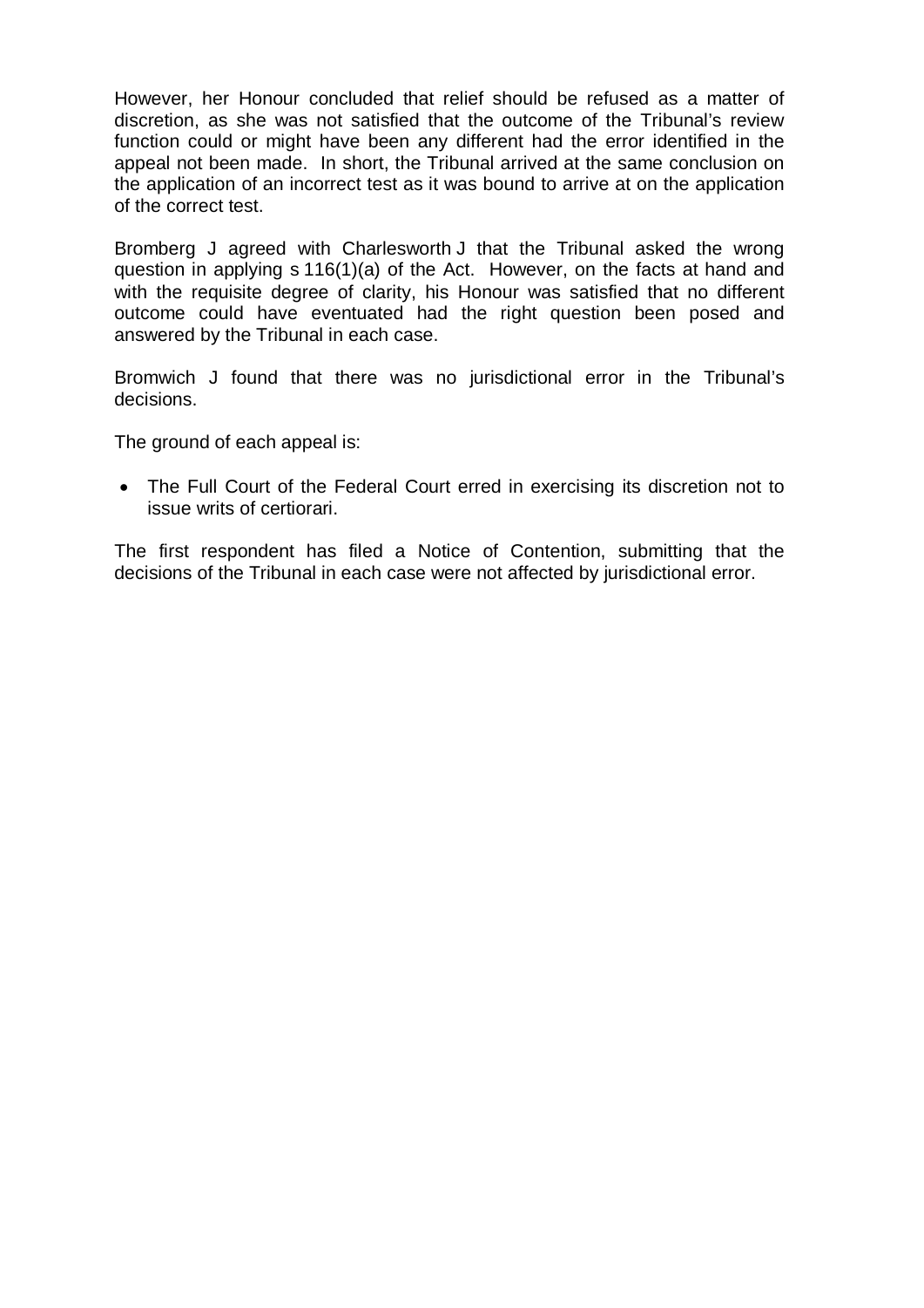However, her Honour concluded that relief should be refused as a matter of discretion, as she was not satisfied that the outcome of the Tribunal's review function could or might have been any different had the error identified in the appeal not been made. In short, the Tribunal arrived at the same conclusion on the application of an incorrect test as it was bound to arrive at on the application of the correct test.

Bromberg J agreed with Charlesworth J that the Tribunal asked the wrong question in applying s 116(1)(a) of the Act. However, on the facts at hand and with the requisite degree of clarity, his Honour was satisfied that no different outcome could have eventuated had the right question been posed and answered by the Tribunal in each case.

Bromwich J found that there was no jurisdictional error in the Tribunal's decisions.

The ground of each appeal is:

- The Full Court of the Federal Court erred in exercising its discretion not to issue writs of certiorari.

The first respondent has filed a Notice of Contention, submitting that the decisions of the Tribunal in each case were not affected by jurisdictional error.